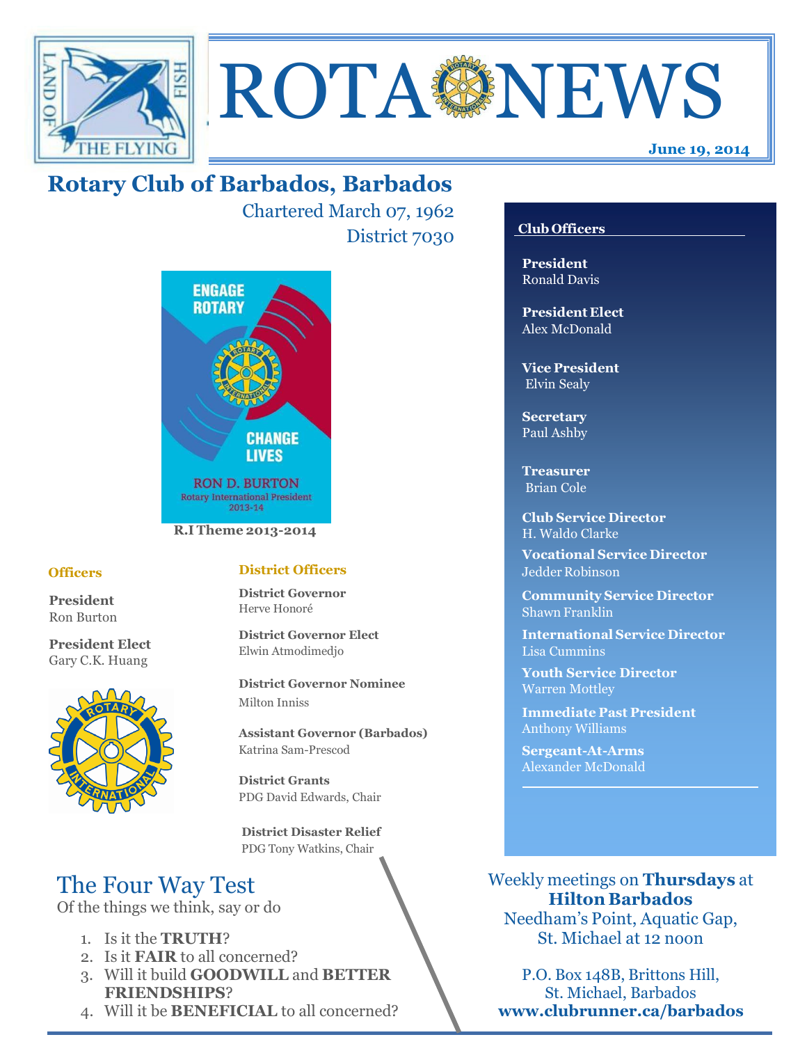# ROTA NEWS

**June 19, 2014**

## Rotary Club of Barbados, Barbados

Chartered March 07, 1962
District 7030

ENGAGE ROTARY
CHANGE LIVES
RON D. BURTON
Rotary International President 2013-14

**R.I Theme 2013-2014**

### Officers

**President**
Ron Burton

**President Elect**
Gary C.K. Huang

### District Officers

**District Governor**
Herve Honoré

**District Governor Elect**
Elwin Atmodimedjo

**District Governor Nominee**
Milton Inniss

**Assistant Governor (Barbados)**
Katrina Sam-Prescod

**District Grants**
PDG David Edwards, Chair

**District Disaster Relief**
PDG Tony Watkins, Chair

### Club Officers

**President**
Ronald Davis

**President Elect**
Alex McDonald

**Vice President**
Elvin Sealy

**Secretary**
Paul Ashby

**Treasurer**
Brian Cole

**Club Service Director**
H. Waldo Clarke

**Vocational Service Director**
Jedder Robinson

**Community Service Director**
Shawn Franklin

**International Service Director**
Lisa Cummins

**Youth Service Director**
Warren Mottley

**Immediate Past President**
Anthony Williams

**Sergeant-At-Arms**
Alexander McDonald

## The Four Way Test

Of the things we think, say or do

1. Is it the **TRUTH**?
2. Is it **FAIR** to all concerned?
3. Will it build **GOODWILL** and **BETTER FRIENDSHIPS**?
4. Will it be **BENEFICIAL** to all concerned?

Weekly meetings on **Thursdays** at **Hilton Barbados**
Needham's Point, Aquatic Gap, St. Michael at 12 noon

P.O. Box 148B, Brittons Hill, St. Michael, Barbados
**www.clubrunner.ca/barbados**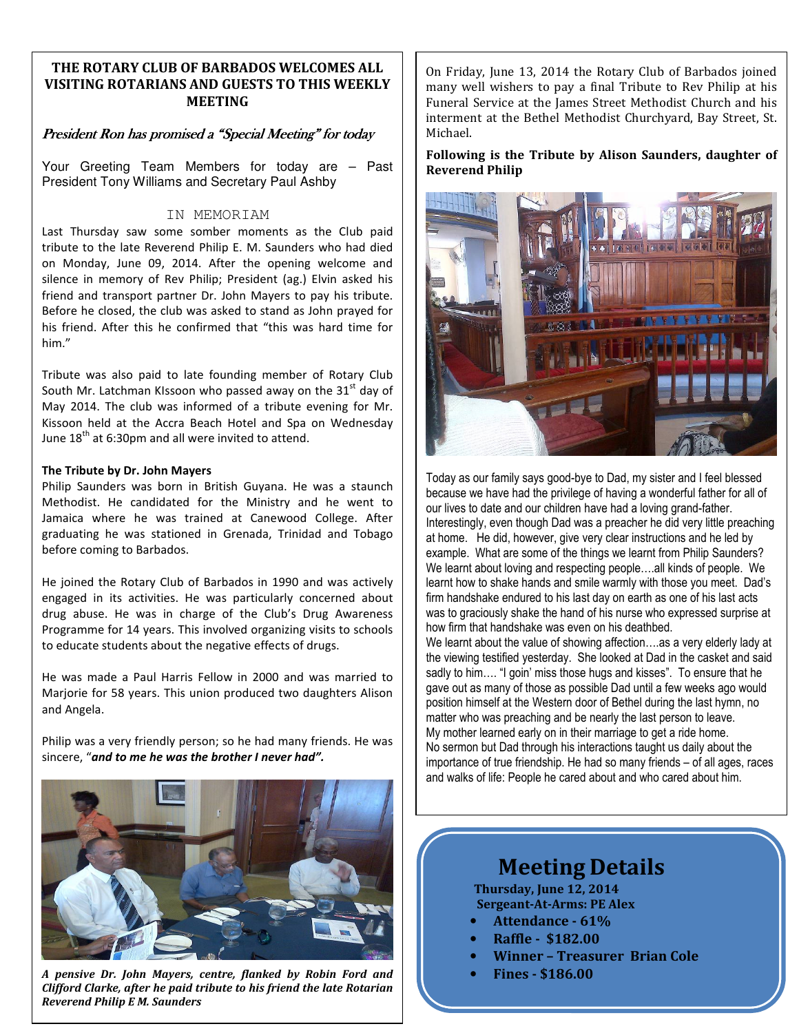## THE ROTARY CLUB OF BARBADOS WELCOMES ALL VISITING ROTARIANS AND GUESTS TO THIS WEEKLY MEETING

*President Ron has promised a "Special Meeting" for today*

Your Greeting Team Members for today are – Past President Tony Williams and Secretary Paul Ashby

### IN MEMORIAM

Last Thursday saw some somber moments as the Club paid tribute to the late Reverend Philip E. M. Saunders who had died on Monday, June 09, 2014. After the opening welcome and silence in memory of Rev Philip; President (ag.) Elvin asked his friend and transport partner Dr. John Mayers to pay his tribute. Before he closed, the club was asked to stand as John prayed for his friend. After this he confirmed that "this was hard time for him."

Tribute was also paid to late founding member of Rotary Club South Mr. Latchman KIssoon who passed away on the 31st day of May 2014. The club was informed of a tribute evening for Mr. Kissoon held at the Accra Beach Hotel and Spa on Wednesday June 18th at 6:30pm and all were invited to attend.

**The Tribute by Dr. John Mayers**

Philip Saunders was born in British Guyana. He was a staunch Methodist. He candidated for the Ministry and he went to Jamaica where he was trained at Canewood College. After graduating he was stationed in Grenada, Trinidad and Tobago before coming to Barbados.

He joined the Rotary Club of Barbados in 1990 and was actively engaged in its activities. He was particularly concerned about drug abuse. He was in charge of the Club's Drug Awareness Programme for 14 years. This involved organizing visits to schools to educate students about the negative effects of drugs.

He was made a Paul Harris Fellow in 2000 and was married to Marjorie for 58 years. This union produced two daughters Alison and Angela.

Philip was a very friendly person; so he had many friends. He was sincere, "***and to me he was the brother I never had".***

***A pensive Dr. John Mayers, centre, flanked by Robin Ford and Clifford Clarke, after he paid tribute to his friend the late Rotarian Reverend Philip E M. Saunders***

On Friday, June 13, 2014 the Rotary Club of Barbados joined many well wishers to pay a final Tribute to Rev Philip at his Funeral Service at the James Street Methodist Church and his interment at the Bethel Methodist Churchyard, Bay Street, St. Michael.

**Following is the Tribute by Alison Saunders, daughter of Reverend Philip**

Today as our family says good-bye to Dad, my sister and I feel blessed because we have had the privilege of having a wonderful father for all of our lives to date and our children have had a loving grand-father. Interestingly, even though Dad was a preacher he did very little preaching at home. He did, however, give very clear instructions and he led by example. What are some of the things we learnt from Philip Saunders? We learnt about loving and respecting people….all kinds of people. We learnt how to shake hands and smile warmly with those you meet. Dad's firm handshake endured to his last day on earth as one of his last acts was to graciously shake the hand of his nurse who expressed surprise at how firm that handshake was even on his deathbed.

We learnt about the value of showing affection….as a very elderly lady at the viewing testified yesterday. She looked at Dad in the casket and said sadly to him…. "I goin' miss those hugs and kisses". To ensure that he gave out as many of those as possible Dad until a few weeks ago would position himself at the Western door of Bethel during the last hymn, no matter who was preaching and be nearly the last person to leave.

My mother learned early on in their marriage to get a ride home.

No sermon but Dad through his interactions taught us daily about the importance of true friendship. He had so many friends – of all ages, races and walks of life: People he cared about and who cared about him.

## Meeting Details

**Thursday, June 12, 2014**
**Sergeant-At-Arms: PE Alex**

- **Attendance - 61%**
- **Raffle - $182.00**
- **Winner – Treasurer Brian Cole**
- **Fines - $186.00**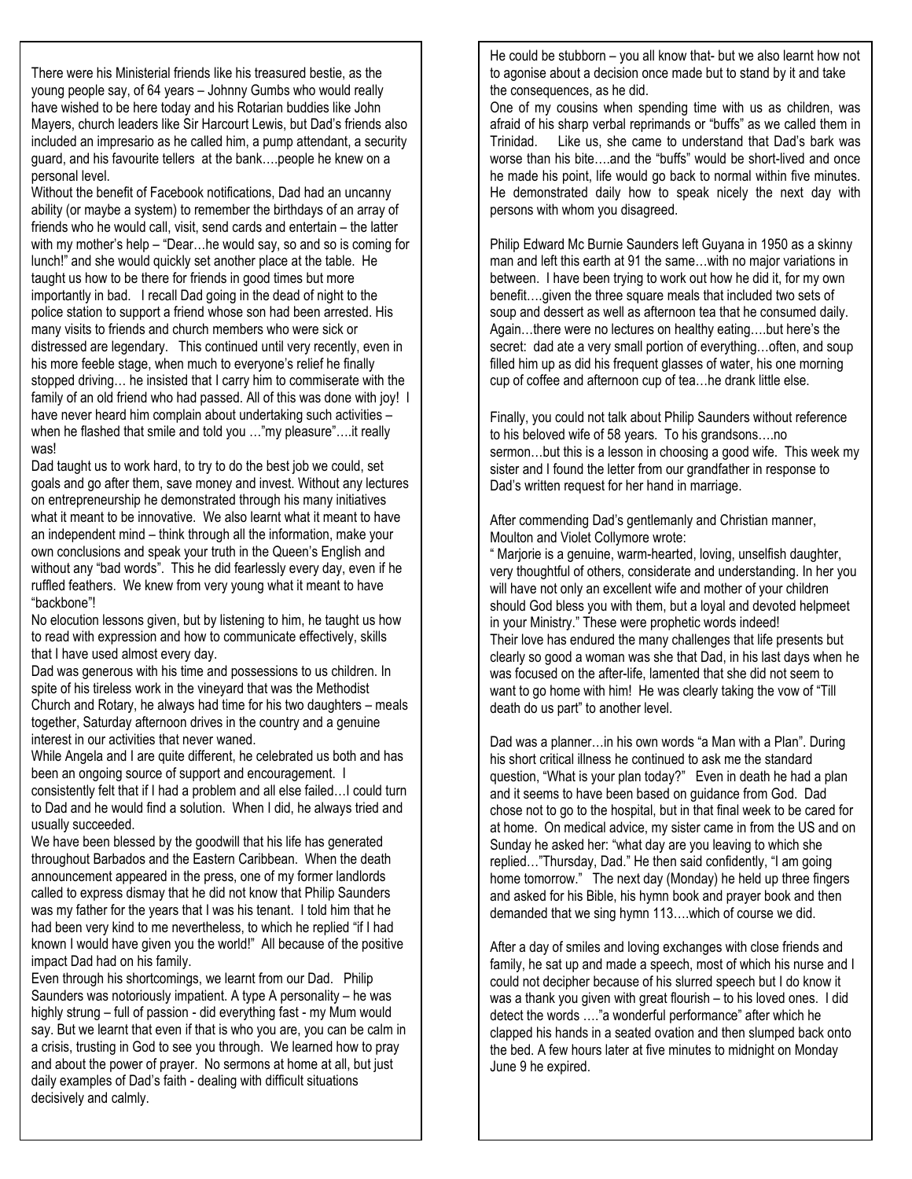There were his Ministerial friends like his treasured bestie, as the young people say, of 64 years – Johnny Gumbs who would really have wished to be here today and his Rotarian buddies like John Mayers, church leaders like Sir Harcourt Lewis, but Dad's friends also included an impresario as he called him, a pump attendant, a security guard, and his favourite tellers at the bank….people he knew on a personal level.

Without the benefit of Facebook notifications, Dad had an uncanny ability (or maybe a system) to remember the birthdays of an array of friends who he would call, visit, send cards and entertain – the latter with my mother's help – "Dear…he would say, so and so is coming for lunch!" and she would quickly set another place at the table. He taught us how to be there for friends in good times but more importantly in bad. I recall Dad going in the dead of night to the police station to support a friend whose son had been arrested. His many visits to friends and church members who were sick or distressed are legendary. This continued until very recently, even in his more feeble stage, when much to everyone's relief he finally stopped driving… he insisted that I carry him to commiserate with the family of an old friend who had passed. All of this was done with joy! I have never heard him complain about undertaking such activities – when he flashed that smile and told you …"my pleasure"….it really was!

Dad taught us to work hard, to try to do the best job we could, set goals and go after them, save money and invest. Without any lectures on entrepreneurship he demonstrated through his many initiatives what it meant to be innovative. We also learnt what it meant to have an independent mind – think through all the information, make your own conclusions and speak your truth in the Queen's English and without any "bad words". This he did fearlessly every day, even if he ruffled feathers. We knew from very young what it meant to have "backbone"!

No elocution lessons given, but by listening to him, he taught us how to read with expression and how to communicate effectively, skills that I have used almost every day.

Dad was generous with his time and possessions to us children. In spite of his tireless work in the vineyard that was the Methodist Church and Rotary, he always had time for his two daughters – meals together, Saturday afternoon drives in the country and a genuine interest in our activities that never waned.

While Angela and I are quite different, he celebrated us both and has been an ongoing source of support and encouragement. I consistently felt that if I had a problem and all else failed…I could turn to Dad and he would find a solution. When I did, he always tried and usually succeeded.

We have been blessed by the goodwill that his life has generated throughout Barbados and the Eastern Caribbean. When the death announcement appeared in the press, one of my former landlords called to express dismay that he did not know that Philip Saunders was my father for the years that I was his tenant. I told him that he had been very kind to me nevertheless, to which he replied "if I had known I would have given you the world!" All because of the positive impact Dad had on his family.

Even through his shortcomings, we learnt from our Dad. Philip Saunders was notoriously impatient. A type A personality – he was highly strung – full of passion - did everything fast - my Mum would say. But we learnt that even if that is who you are, you can be calm in a crisis, trusting in God to see you through. We learned how to pray and about the power of prayer. No sermons at home at all, but just daily examples of Dad's faith - dealing with difficult situations decisively and calmly.

He could be stubborn – you all know that- but we also learnt how not to agonise about a decision once made but to stand by it and take the consequences, as he did.

One of my cousins when spending time with us as children, was afraid of his sharp verbal reprimands or "buffs" as we called them in Trinidad. Like us, she came to understand that Dad's bark was worse than his bite….and the "buffs" would be short-lived and once he made his point, life would go back to normal within five minutes. He demonstrated daily how to speak nicely the next day with persons with whom you disagreed.

Philip Edward Mc Burnie Saunders left Guyana in 1950 as a skinny man and left this earth at 91 the same…with no major variations in between. I have been trying to work out how he did it, for my own benefit….given the three square meals that included two sets of soup and dessert as well as afternoon tea that he consumed daily. Again…there were no lectures on healthy eating….but here's the secret: dad ate a very small portion of everything…often, and soup filled him up as did his frequent glasses of water, his one morning cup of coffee and afternoon cup of tea…he drank little else.

Finally, you could not talk about Philip Saunders without reference to his beloved wife of 58 years. To his grandsons….no sermon…but this is a lesson in choosing a good wife. This week my sister and I found the letter from our grandfather in response to Dad's written request for her hand in marriage.

After commending Dad's gentlemanly and Christian manner, Moulton and Violet Collymore wrote:

" Marjorie is a genuine, warm-hearted, loving, unselfish daughter, very thoughtful of others, considerate and understanding. In her you will have not only an excellent wife and mother of your children should God bless you with them, but a loyal and devoted helpmeet in your Ministry." These were prophetic words indeed!

Their love has endured the many challenges that life presents but clearly so good a woman was she that Dad, in his last days when he was focused on the after-life, lamented that she did not seem to want to go home with him! He was clearly taking the vow of "Till death do us part" to another level.

Dad was a planner…in his own words "a Man with a Plan". During his short critical illness he continued to ask me the standard question, "What is your plan today?" Even in death he had a plan and it seems to have been based on guidance from God. Dad chose not to go to the hospital, but in that final week to be cared for at home. On medical advice, my sister came in from the US and on Sunday he asked her: "what day are you leaving to which she replied…"Thursday, Dad." He then said confidently, "I am going home tomorrow." The next day (Monday) he held up three fingers and asked for his Bible, his hymn book and prayer book and then demanded that we sing hymn 113….which of course we did.

After a day of smiles and loving exchanges with close friends and family, he sat up and made a speech, most of which his nurse and I could not decipher because of his slurred speech but I do know it was a thank you given with great flourish – to his loved ones. I did detect the words …."a wonderful performance" after which he clapped his hands in a seated ovation and then slumped back onto the bed. A few hours later at five minutes to midnight on Monday June 9 he expired.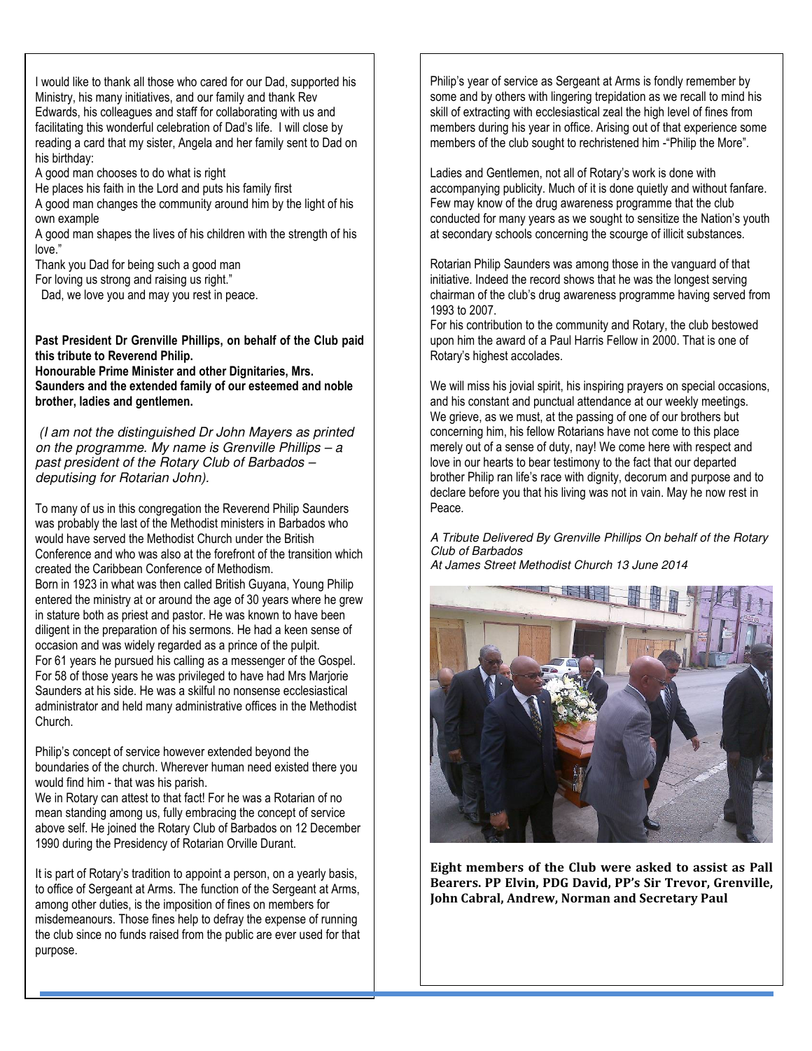I would like to thank all those who cared for our Dad, supported his Ministry, his many initiatives, and our family and thank Rev Edwards, his colleagues and staff for collaborating with us and facilitating this wonderful celebration of Dad's life. I will close by reading a card that my sister, Angela and her family sent to Dad on his birthday:

A good man chooses to do what is right
He places his faith in the Lord and puts his family first
A good man changes the community around him by the light of his own example
A good man shapes the lives of his children with the strength of his love."
Thank you Dad for being such a good man
For loving us strong and raising us right."
Dad, we love you and may you rest in peace.

**Past President Dr Grenville Phillips, on behalf of the Club paid this tribute to Reverend Philip.**
**Honourable Prime Minister and other Dignitaries, Mrs. Saunders and the extended family of our esteemed and noble brother, ladies and gentlemen.**

*(I am not the distinguished Dr John Mayers as printed on the programme. My name is Grenville Phillips – a past president of the Rotary Club of Barbados – deputising for Rotarian John).*

To many of us in this congregation the Reverend Philip Saunders was probably the last of the Methodist ministers in Barbados who would have served the Methodist Church under the British Conference and who was also at the forefront of the transition which created the Caribbean Conference of Methodism.
Born in 1923 in what was then called British Guyana, Young Philip entered the ministry at or around the age of 30 years where he grew in stature both as priest and pastor. He was known to have been diligent in the preparation of his sermons. He had a keen sense of occasion and was widely regarded as a prince of the pulpit.
For 61 years he pursued his calling as a messenger of the Gospel. For 58 of those years he was privileged to have had Mrs Marjorie Saunders at his side. He was a skilful no nonsense ecclesiastical administrator and held many administrative offices in the Methodist Church.

Philip's concept of service however extended beyond the boundaries of the church. Wherever human need existed there you would find him - that was his parish.
We in Rotary can attest to that fact! For he was a Rotarian of no mean standing among us, fully embracing the concept of service above self. He joined the Rotary Club of Barbados on 12 December 1990 during the Presidency of Rotarian Orville Durant.

It is part of Rotary's tradition to appoint a person, on a yearly basis, to office of Sergeant at Arms. The function of the Sergeant at Arms, among other duties, is the imposition of fines on members for misdemeanours. Those fines help to defray the expense of running the club since no funds raised from the public are ever used for that purpose.

Philip's year of service as Sergeant at Arms is fondly remember by some and by others with lingering trepidation as we recall to mind his skill of extracting with ecclesiastical zeal the high level of fines from members during his year in office. Arising out of that experience some members of the club sought to rechristened him -"Philip the More".

Ladies and Gentlemen, not all of Rotary's work is done with accompanying publicity. Much of it is done quietly and without fanfare. Few may know of the drug awareness programme that the club conducted for many years as we sought to sensitize the Nation's youth at secondary schools concerning the scourge of illicit substances.

Rotarian Philip Saunders was among those in the vanguard of that initiative. Indeed the record shows that he was the longest serving chairman of the club's drug awareness programme having served from 1993 to 2007.
For his contribution to the community and Rotary, the club bestowed upon him the award of a Paul Harris Fellow in 2000. That is one of Rotary's highest accolades.

We will miss his jovial spirit, his inspiring prayers on special occasions, and his constant and punctual attendance at our weekly meetings. We grieve, as we must, at the passing of one of our brothers but concerning him, his fellow Rotarians have not come to this place merely out of a sense of duty, nay! We come here with respect and love in our hearts to bear testimony to the fact that our departed brother Philip ran life's race with dignity, decorum and purpose and to declare before you that his living was not in vain. May he now rest in Peace.

*A Tribute Delivered By Grenville Phillips On behalf of the Rotary Club of Barbados*
*At James Street Methodist Church 13 June 2014*

**Eight members of the Club were asked to assist as Pall Bearers. PP Elvin, PDG David, PP's Sir Trevor, Grenville, John Cabral, Andrew, Norman and Secretary Paul**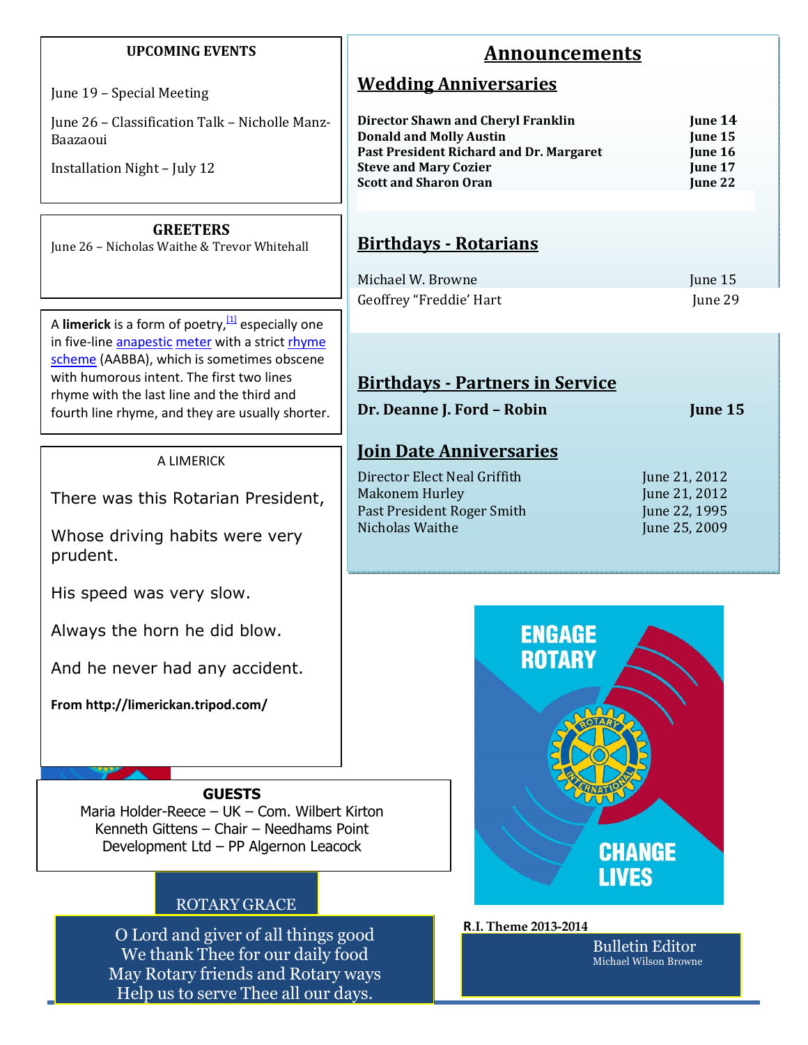**UPCOMING EVENTS**

June 19 – Special Meeting

June 26 – Classification Talk – Nicholle Manz-Baazaoui

Installation Night – July 12

**GREETERS**

June 26 – Nicholas Waithe & Trevor Whitehall

A **limerick** is a form of poetry,[1] especially one in five-line anapestic meter with a strict rhyme scheme (AABBA), which is sometimes obscene with humorous intent. The first two lines rhyme with the last line and the third and fourth line rhyme, and they are usually shorter.

A LIMERICK

There was this Rotarian President,

Whose driving habits were very prudent.

His speed was very slow.

Always the horn he did blow.

And he never had any accident.

**From http://limerickan.tripod.com/**

# Announcements

## Wedding Anniversaries

| | |
|---|---|
| **Director Shawn and Cheryl Franklin** | **June 14** |
| **Donald and Molly Austin** | **June 15** |
| **Past President Richard and Dr. Margaret** | **June 16** |
| **Steve and Mary Cozier** | **June 17** |
| **Scott and Sharon Oran** | **June 22** |

## Birthdays - Rotarians

| | |
|---|---|
| Michael W. Browne | June 15 |
| Geoffrey "Freddie' Hart | June 29 |

## Birthdays - Partners in Service

| | |
|---|---|
| **Dr. Deanne J. Ford – Robin** | **June 15** |

## Join Date Anniversaries

| | |
|---|---|
| Director Elect Neal Griffith | June 21, 2012 |
| Makonem Hurley | June 21, 2012 |
| Past President Roger Smith | June 22, 1995 |
| Nicholas Waithe | June 25, 2009 |

**GUESTS**

Maria Holder-Reece – UK – Com. Wilbert Kirton
Kenneth Gittens – Chair – Needhams Point Development Ltd – PP Algernon Leacock

ROTARY GRACE

O Lord and giver of all things good
We thank Thee for our daily food
May Rotary friends and Rotary ways
Help us to serve Thee all our days.

ENGAGE ROTARY

CHANGE LIVES

**R.I. Theme 2013-2014**

Bulletin Editor
Michael Wilson Browne